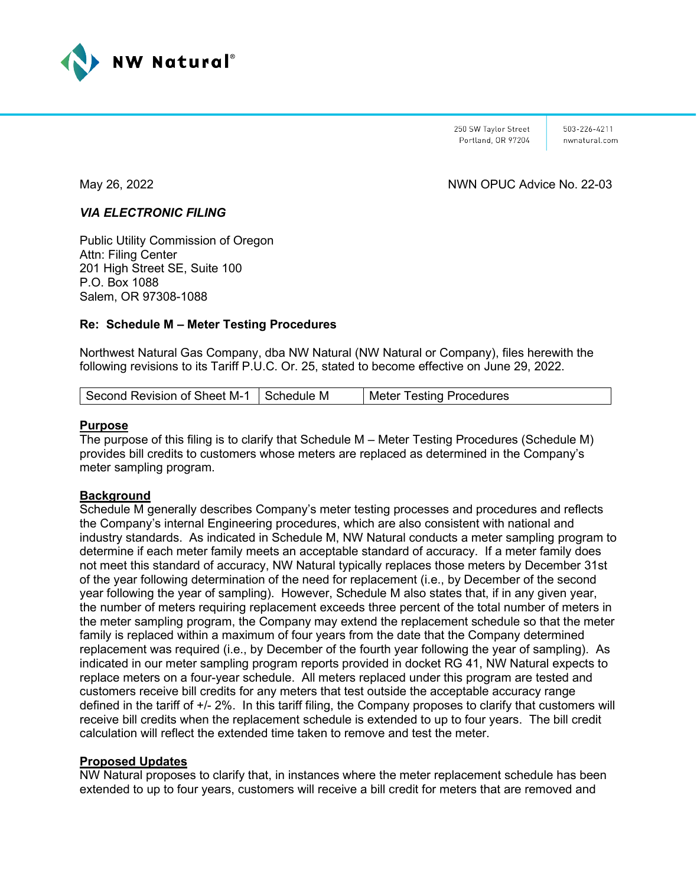NW Natural®

250 SW Taylor Street
Portland, OR 97204

503-226-4211
nwnatural.com

May 26, 2022

NWN OPUC Advice No. 22-03

***VIA ELECTRONIC FILING***

Public Utility Commission of Oregon
Attn: Filing Center
201 High Street SE, Suite 100
P.O. Box 1088
Salem, OR 97308-1088

**Re: Schedule M – Meter Testing Procedures**

Northwest Natural Gas Company, dba NW Natural (NW Natural or Company), files herewith the following revisions to its Tariff P.U.C. Or. 25, stated to become effective on June 29, 2022.

| Second Revision of Sheet M-1 | Schedule M | Meter Testing Procedures |
|---|---|---|

**Purpose**

The purpose of this filing is to clarify that Schedule M – Meter Testing Procedures (Schedule M) provides bill credits to customers whose meters are replaced as determined in the Company's meter sampling program.

**Background**

Schedule M generally describes Company's meter testing processes and procedures and reflects the Company's internal Engineering procedures, which are also consistent with national and industry standards. As indicated in Schedule M, NW Natural conducts a meter sampling program to determine if each meter family meets an acceptable standard of accuracy. If a meter family does not meet this standard of accuracy, NW Natural typically replaces those meters by December 31st of the year following determination of the need for replacement (i.e., by December of the second year following the year of sampling). However, Schedule M also states that, if in any given year, the number of meters requiring replacement exceeds three percent of the total number of meters in the meter sampling program, the Company may extend the replacement schedule so that the meter family is replaced within a maximum of four years from the date that the Company determined replacement was required (i.e., by December of the fourth year following the year of sampling). As indicated in our meter sampling program reports provided in docket RG 41, NW Natural expects to replace meters on a four-year schedule. All meters replaced under this program are tested and customers receive bill credits for any meters that test outside the acceptable accuracy range defined in the tariff of +/- 2%. In this tariff filing, the Company proposes to clarify that customers will receive bill credits when the replacement schedule is extended to up to four years. The bill credit calculation will reflect the extended time taken to remove and test the meter.

**Proposed Updates**

NW Natural proposes to clarify that, in instances where the meter replacement schedule has been extended to up to four years, customers will receive a bill credit for meters that are removed and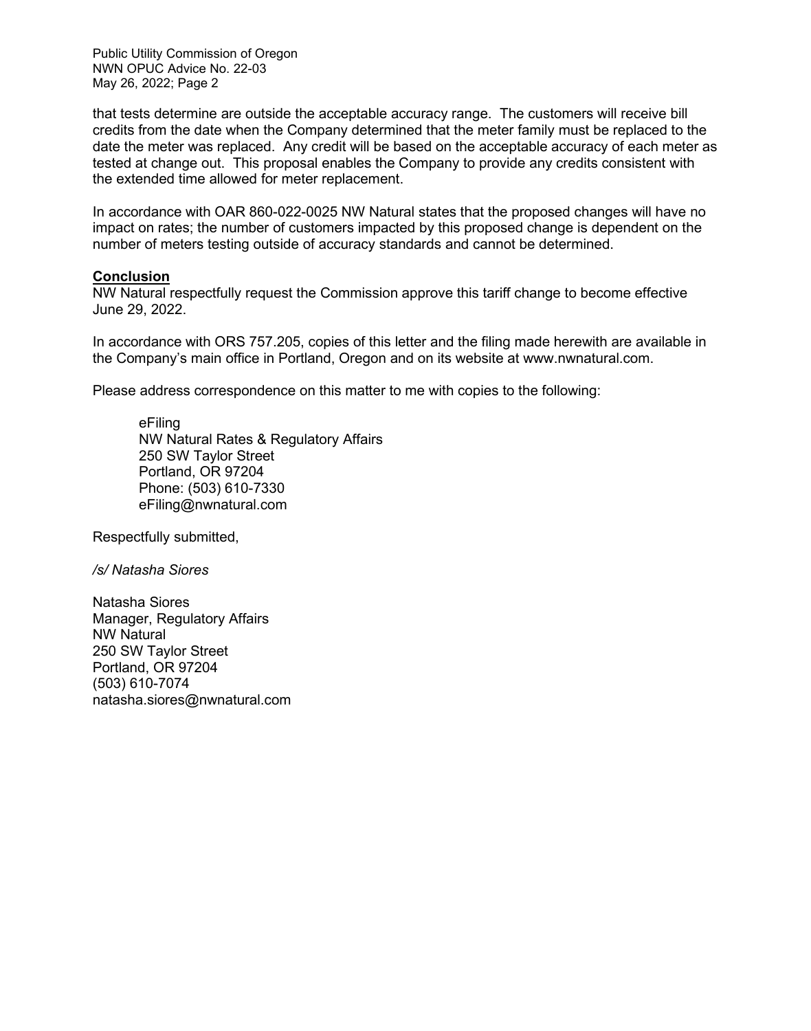that tests determine are outside the acceptable accuracy range. The customers will receive bill credits from the date when the Company determined that the meter family must be replaced to the date the meter was replaced. Any credit will be based on the acceptable accuracy of each meter as tested at change out. This proposal enables the Company to provide any credits consistent with the extended time allowed for meter replacement.

In accordance with OAR 860-022-0025 NW Natural states that the proposed changes will have no impact on rates; the number of customers impacted by this proposed change is dependent on the number of meters testing outside of accuracy standards and cannot be determined.

**Conclusion**

NW Natural respectfully request the Commission approve this tariff change to become effective June 29, 2022.

In accordance with ORS 757.205, copies of this letter and the filing made herewith are available in the Company's main office in Portland, Oregon and on its website at www.nwnatural.com.

Please address correspondence on this matter to me with copies to the following:

> eFiling
> NW Natural Rates & Regulatory Affairs
> 250 SW Taylor Street
> Portland, OR 97204
> Phone: (503) 610-7330
> eFiling@nwnatural.com

Respectfully submitted,

*/s/ Natasha Siores*

Natasha Siores
Manager, Regulatory Affairs
NW Natural
250 SW Taylor Street
Portland, OR 97204
(503) 610-7074
natasha.siores@nwnatural.com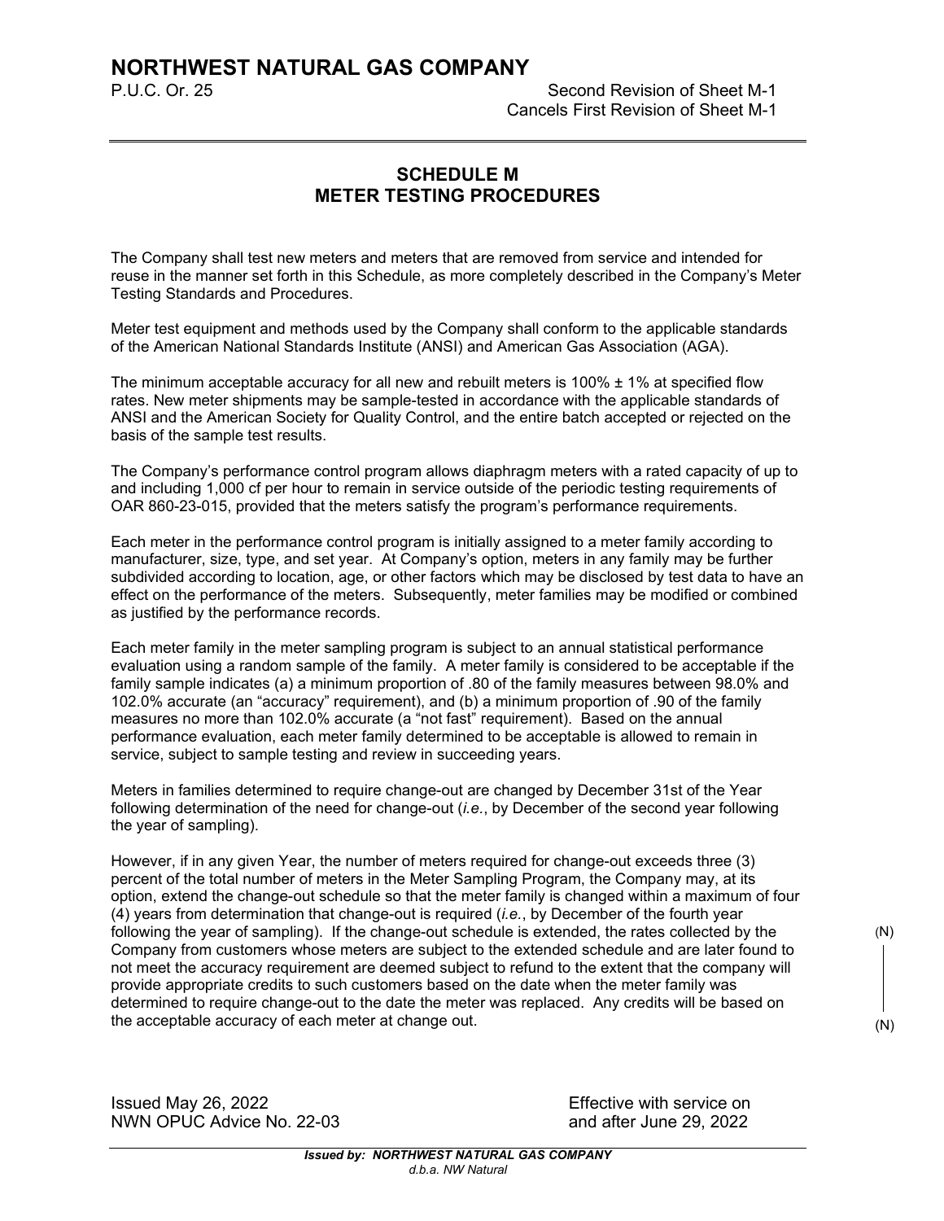# NORTHWEST NATURAL GAS COMPANY

P.U.C. Or. 25

Second Revision of Sheet M-1
Cancels First Revision of Sheet M-1

## SCHEDULE M
## METER TESTING PROCEDURES

The Company shall test new meters and meters that are removed from service and intended for reuse in the manner set forth in this Schedule, as more completely described in the Company's Meter Testing Standards and Procedures.

Meter test equipment and methods used by the Company shall conform to the applicable standards of the American National Standards Institute (ANSI) and American Gas Association (AGA).

The minimum acceptable accuracy for all new and rebuilt meters is 100% ± 1% at specified flow rates. New meter shipments may be sample-tested in accordance with the applicable standards of ANSI and the American Society for Quality Control, and the entire batch accepted or rejected on the basis of the sample test results.

The Company's performance control program allows diaphragm meters with a rated capacity of up to and including 1,000 cf per hour to remain in service outside of the periodic testing requirements of OAR 860-23-015, provided that the meters satisfy the program's performance requirements.

Each meter in the performance control program is initially assigned to a meter family according to manufacturer, size, type, and set year. At Company's option, meters in any family may be further subdivided according to location, age, or other factors which may be disclosed by test data to have an effect on the performance of the meters. Subsequently, meter families may be modified or combined as justified by the performance records.

Each meter family in the meter sampling program is subject to an annual statistical performance evaluation using a random sample of the family. A meter family is considered to be acceptable if the family sample indicates (a) a minimum proportion of .80 of the family measures between 98.0% and 102.0% accurate (an "accuracy" requirement), and (b) a minimum proportion of .90 of the family measures no more than 102.0% accurate (a "not fast" requirement). Based on the annual performance evaluation, each meter family determined to be acceptable is allowed to remain in service, subject to sample testing and review in succeeding years.

Meters in families determined to require change-out are changed by December 31st of the Year following determination of the need for change-out (*i.e.*, by December of the second year following the year of sampling).

However, if in any given Year, the number of meters required for change-out exceeds three (3) percent of the total number of meters in the Meter Sampling Program, the Company may, at its option, extend the change-out schedule so that the meter family is changed within a maximum of four (4) years from determination that change-out is required (*i.e.*, by December of the fourth year following the year of sampling). If the change-out schedule is extended, the rates collected by the Company from customers whose meters are subject to the extended schedule and are later found to not meet the accuracy requirement are deemed subject to refund to the extent that the company will provide appropriate credits to such customers based on the date when the meter family was determined to require change-out to the date the meter was replaced. Any credits will be based on the acceptable accuracy of each meter at change out. (N)

Issued May 26, 2022
NWN OPUC Advice No. 22-03

Effective with service on
and after June 29, 2022

*Issued by: NORTHWEST NATURAL GAS COMPANY*
*d.b.a. NW Natural*